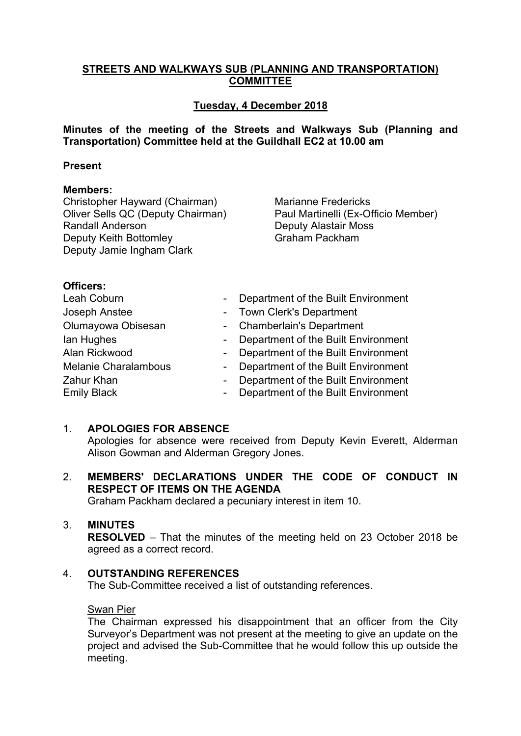# STREETS AND WALKWAYS SUB (PLANNING AND TRANSPORTATION) COMMITTEE

## Tuesday, 4 December 2018

**Minutes of the meeting of the Streets and Walkways Sub (Planning and Transportation) Committee held at the Guildhall EC2 at 10.00 am**

**Present**

**Members:**

Christopher Hayward (Chairman)
Oliver Sells QC (Deputy Chairman)
Randall Anderson
Deputy Keith Bottomley
Deputy Jamie Ingham Clark
Marianne Fredericks
Paul Martinelli (Ex-Officio Member)
Deputy Alastair Moss
Graham Packham

**Officers:**

| | | |
|---|---|---|
| Leah Coburn | - | Department of the Built Environment |
| Joseph Anstee | - | Town Clerk's Department |
| Olumayowa Obisesan | - | Chamberlain's Department |
| Ian Hughes | - | Department of the Built Environment |
| Alan Rickwood | - | Department of the Built Environment |
| Melanie Charalambous | - | Department of the Built Environment |
| Zahur Khan | - | Department of the Built Environment |
| Emily Black | - | Department of the Built Environment |

1. **APOLOGIES FOR ABSENCE**
   Apologies for absence were received from Deputy Kevin Everett, Alderman Alison Gowman and Alderman Gregory Jones.

2. **MEMBERS' DECLARATIONS UNDER THE CODE OF CONDUCT IN RESPECT OF ITEMS ON THE AGENDA**
   Graham Packham declared a pecuniary interest in item 10.

3. **MINUTES**
   **RESOLVED** – That the minutes of the meeting held on 23 October 2018 be agreed as a correct record.

4. **OUTSTANDING REFERENCES**
   The Sub-Committee received a list of outstanding references.

   Swan Pier
   The Chairman expressed his disappointment that an officer from the City Surveyor's Department was not present at the meeting to give an update on the project and advised the Sub-Committee that he would follow this up outside the meeting.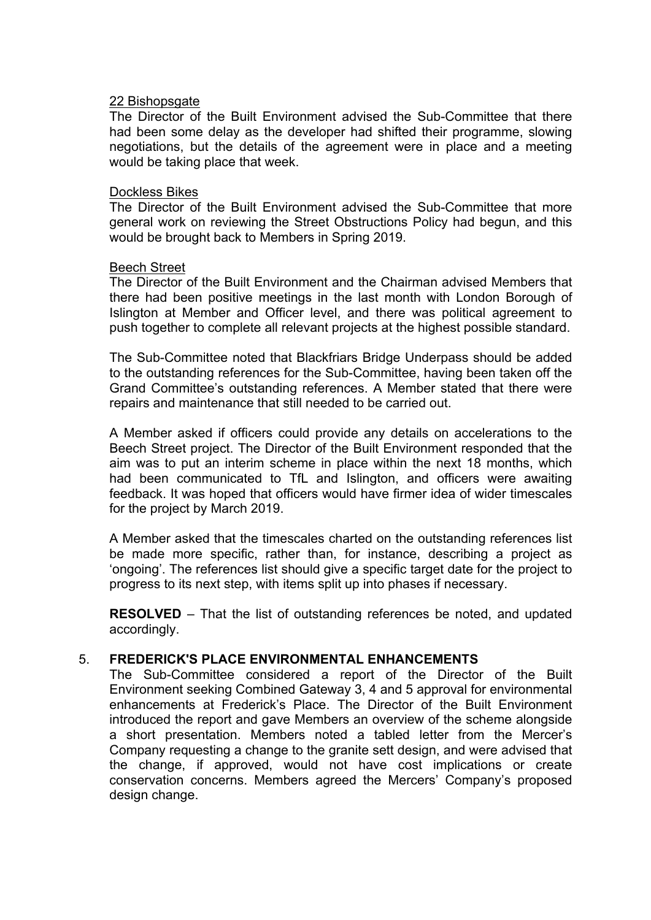22 Bishopsgate

The Director of the Built Environment advised the Sub-Committee that there had been some delay as the developer had shifted their programme, slowing negotiations, but the details of the agreement were in place and a meeting would be taking place that week.

Dockless Bikes

The Director of the Built Environment advised the Sub-Committee that more general work on reviewing the Street Obstructions Policy had begun, and this would be brought back to Members in Spring 2019.

Beech Street

The Director of the Built Environment and the Chairman advised Members that there had been positive meetings in the last month with London Borough of Islington at Member and Officer level, and there was political agreement to push together to complete all relevant projects at the highest possible standard.

The Sub-Committee noted that Blackfriars Bridge Underpass should be added to the outstanding references for the Sub-Committee, having been taken off the Grand Committee's outstanding references. A Member stated that there were repairs and maintenance that still needed to be carried out.

A Member asked if officers could provide any details on accelerations to the Beech Street project. The Director of the Built Environment responded that the aim was to put an interim scheme in place within the next 18 months, which had been communicated to TfL and Islington, and officers were awaiting feedback. It was hoped that officers would have firmer idea of wider timescales for the project by March 2019.

A Member asked that the timescales charted on the outstanding references list be made more specific, rather than, for instance, describing a project as 'ongoing'. The references list should give a specific target date for the project to progress to its next step, with items split up into phases if necessary.

**RESOLVED** – That the list of outstanding references be noted, and updated accordingly.

5. **FREDERICK'S PLACE ENVIRONMENTAL ENHANCEMENTS**

The Sub-Committee considered a report of the Director of the Built Environment seeking Combined Gateway 3, 4 and 5 approval for environmental enhancements at Frederick's Place. The Director of the Built Environment introduced the report and gave Members an overview of the scheme alongside a short presentation. Members noted a tabled letter from the Mercer's Company requesting a change to the granite sett design, and were advised that the change, if approved, would not have cost implications or create conservation concerns. Members agreed the Mercers' Company's proposed design change.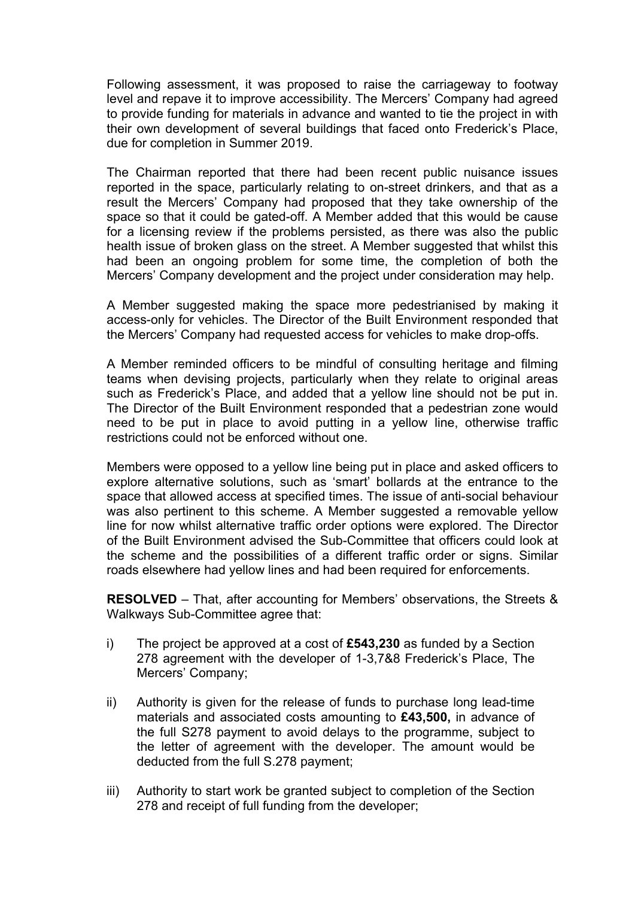Following assessment, it was proposed to raise the carriageway to footway level and repave it to improve accessibility. The Mercers' Company had agreed to provide funding for materials in advance and wanted to tie the project in with their own development of several buildings that faced onto Frederick's Place, due for completion in Summer 2019.

The Chairman reported that there had been recent public nuisance issues reported in the space, particularly relating to on-street drinkers, and that as a result the Mercers' Company had proposed that they take ownership of the space so that it could be gated-off. A Member added that this would be cause for a licensing review if the problems persisted, as there was also the public health issue of broken glass on the street. A Member suggested that whilst this had been an ongoing problem for some time, the completion of both the Mercers' Company development and the project under consideration may help.

A Member suggested making the space more pedestrianised by making it access-only for vehicles. The Director of the Built Environment responded that the Mercers' Company had requested access for vehicles to make drop-offs.

A Member reminded officers to be mindful of consulting heritage and filming teams when devising projects, particularly when they relate to original areas such as Frederick's Place, and added that a yellow line should not be put in. The Director of the Built Environment responded that a pedestrian zone would need to be put in place to avoid putting in a yellow line, otherwise traffic restrictions could not be enforced without one.

Members were opposed to a yellow line being put in place and asked officers to explore alternative solutions, such as 'smart' bollards at the entrance to the space that allowed access at specified times. The issue of anti-social behaviour was also pertinent to this scheme. A Member suggested a removable yellow line for now whilst alternative traffic order options were explored. The Director of the Built Environment advised the Sub-Committee that officers could look at the scheme and the possibilities of a different traffic order or signs. Similar roads elsewhere had yellow lines and had been required for enforcements.

**RESOLVED** – That, after accounting for Members' observations, the Streets & Walkways Sub-Committee agree that:

i) The project be approved at a cost of **£543,230** as funded by a Section 278 agreement with the developer of 1-3,7&8 Frederick's Place, The Mercers' Company;

ii) Authority is given for the release of funds to purchase long lead-time materials and associated costs amounting to **£43,500,** in advance of the full S278 payment to avoid delays to the programme, subject to the letter of agreement with the developer. The amount would be deducted from the full S.278 payment;

iii) Authority to start work be granted subject to completion of the Section 278 and receipt of full funding from the developer;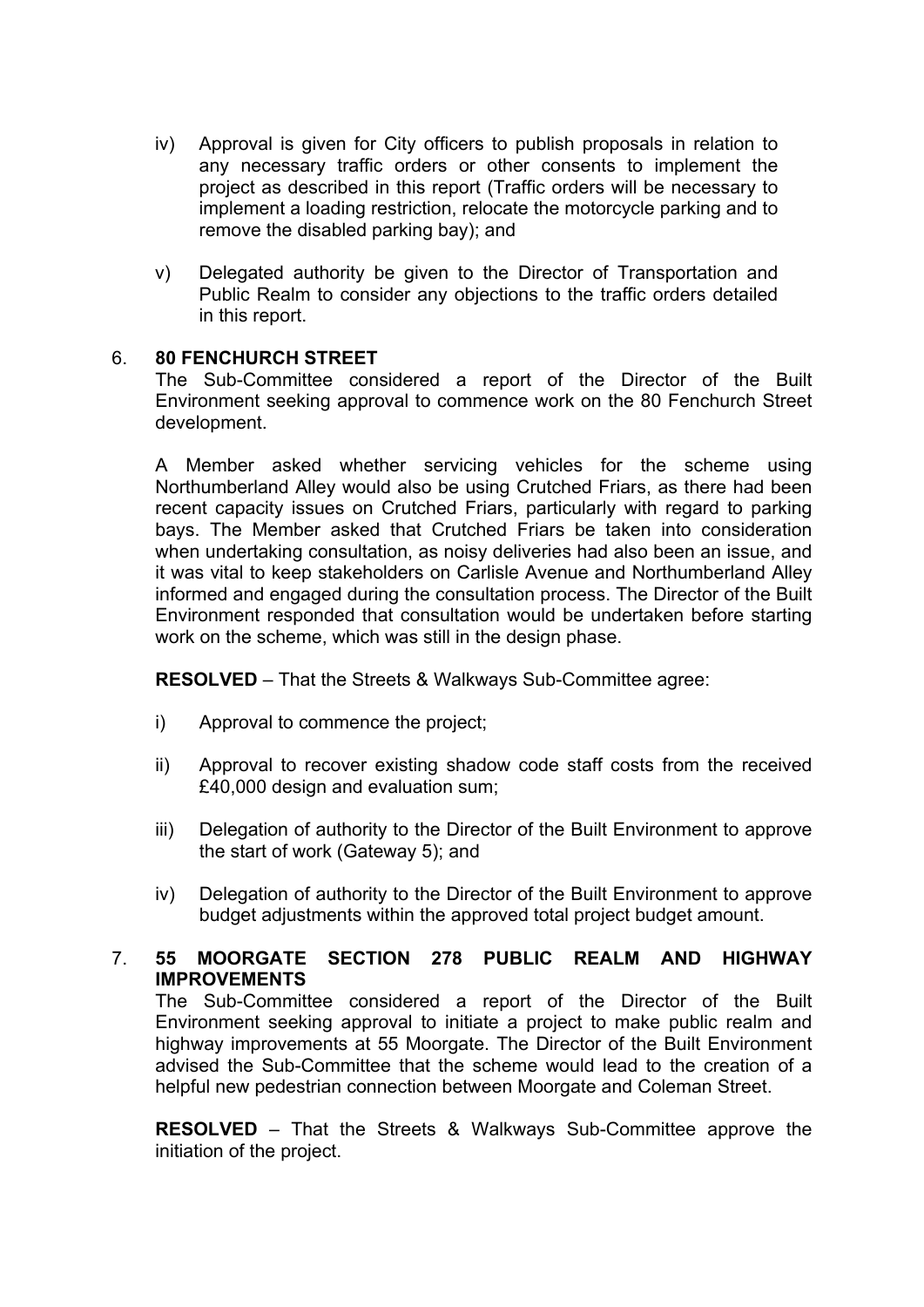iv) Approval is given for City officers to publish proposals in relation to any necessary traffic orders or other consents to implement the project as described in this report (Traffic orders will be necessary to implement a loading restriction, relocate the motorcycle parking and to remove the disabled parking bay); and

v) Delegated authority be given to the Director of Transportation and Public Realm to consider any objections to the traffic orders detailed in this report.

## 6. 80 FENCHURCH STREET

The Sub-Committee considered a report of the Director of the Built Environment seeking approval to commence work on the 80 Fenchurch Street development.

A Member asked whether servicing vehicles for the scheme using Northumberland Alley would also be using Crutched Friars, as there had been recent capacity issues on Crutched Friars, particularly with regard to parking bays. The Member asked that Crutched Friars be taken into consideration when undertaking consultation, as noisy deliveries had also been an issue, and it was vital to keep stakeholders on Carlisle Avenue and Northumberland Alley informed and engaged during the consultation process. The Director of the Built Environment responded that consultation would be undertaken before starting work on the scheme, which was still in the design phase.

**RESOLVED** – That the Streets & Walkways Sub-Committee agree:

i) Approval to commence the project;

ii) Approval to recover existing shadow code staff costs from the received £40,000 design and evaluation sum;

iii) Delegation of authority to the Director of the Built Environment to approve the start of work (Gateway 5); and

iv) Delegation of authority to the Director of the Built Environment to approve budget adjustments within the approved total project budget amount.

## 7. 55 MOORGATE SECTION 278 PUBLIC REALM AND HIGHWAY IMPROVEMENTS

The Sub-Committee considered a report of the Director of the Built Environment seeking approval to initiate a project to make public realm and highway improvements at 55 Moorgate. The Director of the Built Environment advised the Sub-Committee that the scheme would lead to the creation of a helpful new pedestrian connection between Moorgate and Coleman Street.

**RESOLVED** – That the Streets & Walkways Sub-Committee approve the initiation of the project.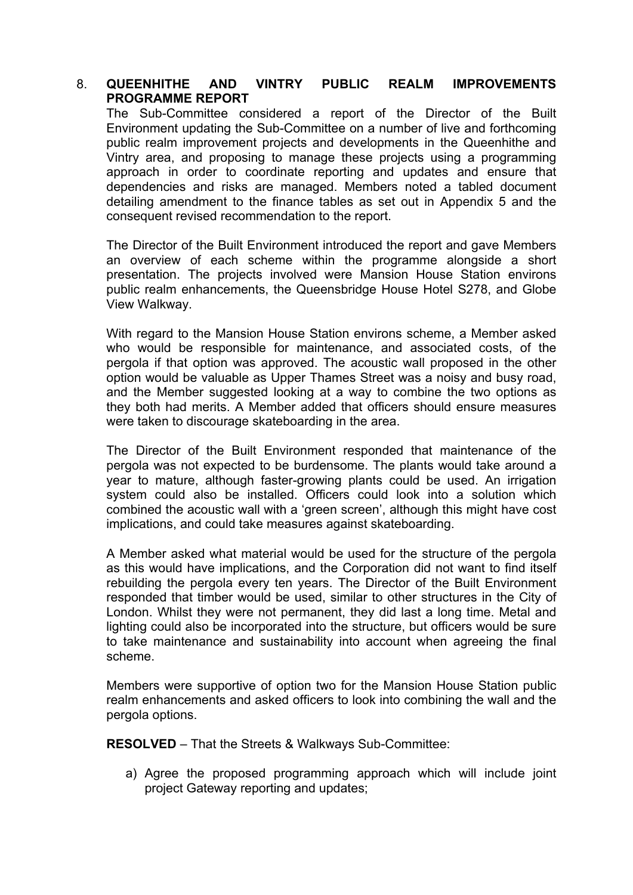8. **QUEENHITHE AND VINTRY PUBLIC REALM IMPROVEMENTS PROGRAMME REPORT**

The Sub-Committee considered a report of the Director of the Built Environment updating the Sub-Committee on a number of live and forthcoming public realm improvement projects and developments in the Queenhithe and Vintry area, and proposing to manage these projects using a programming approach in order to coordinate reporting and updates and ensure that dependencies and risks are managed. Members noted a tabled document detailing amendment to the finance tables as set out in Appendix 5 and the consequent revised recommendation to the report.

The Director of the Built Environment introduced the report and gave Members an overview of each scheme within the programme alongside a short presentation. The projects involved were Mansion House Station environs public realm enhancements, the Queensbridge House Hotel S278, and Globe View Walkway.

With regard to the Mansion House Station environs scheme, a Member asked who would be responsible for maintenance, and associated costs, of the pergola if that option was approved. The acoustic wall proposed in the other option would be valuable as Upper Thames Street was a noisy and busy road, and the Member suggested looking at a way to combine the two options as they both had merits. A Member added that officers should ensure measures were taken to discourage skateboarding in the area.

The Director of the Built Environment responded that maintenance of the pergola was not expected to be burdensome. The plants would take around a year to mature, although faster-growing plants could be used. An irrigation system could also be installed. Officers could look into a solution which combined the acoustic wall with a 'green screen', although this might have cost implications, and could take measures against skateboarding.

A Member asked what material would be used for the structure of the pergola as this would have implications, and the Corporation did not want to find itself rebuilding the pergola every ten years. The Director of the Built Environment responded that timber would be used, similar to other structures in the City of London. Whilst they were not permanent, they did last a long time. Metal and lighting could also be incorporated into the structure, but officers would be sure to take maintenance and sustainability into account when agreeing the final scheme.

Members were supportive of option two for the Mansion House Station public realm enhancements and asked officers to look into combining the wall and the pergola options.

**RESOLVED** – That the Streets & Walkways Sub-Committee:

a) Agree the proposed programming approach which will include joint project Gateway reporting and updates;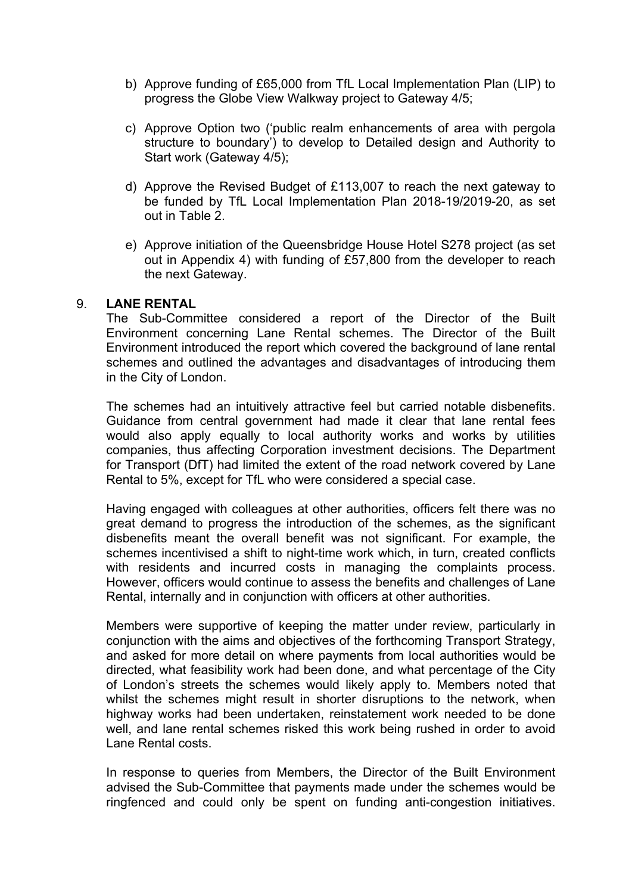b) Approve funding of £65,000 from TfL Local Implementation Plan (LIP) to progress the Globe View Walkway project to Gateway 4/5;

c) Approve Option two ('public realm enhancements of area with pergola structure to boundary') to develop to Detailed design and Authority to Start work (Gateway 4/5);

d) Approve the Revised Budget of £113,007 to reach the next gateway to be funded by TfL Local Implementation Plan 2018-19/2019-20, as set out in Table 2.

e) Approve initiation of the Queensbridge House Hotel S278 project (as set out in Appendix 4) with funding of £57,800 from the developer to reach the next Gateway.

9. **LANE RENTAL**

The Sub-Committee considered a report of the Director of the Built Environment concerning Lane Rental schemes. The Director of the Built Environment introduced the report which covered the background of lane rental schemes and outlined the advantages and disadvantages of introducing them in the City of London.

The schemes had an intuitively attractive feel but carried notable disbenefits. Guidance from central government had made it clear that lane rental fees would also apply equally to local authority works and works by utilities companies, thus affecting Corporation investment decisions. The Department for Transport (DfT) had limited the extent of the road network covered by Lane Rental to 5%, except for TfL who were considered a special case.

Having engaged with colleagues at other authorities, officers felt there was no great demand to progress the introduction of the schemes, as the significant disbenefits meant the overall benefit was not significant. For example, the schemes incentivised a shift to night-time work which, in turn, created conflicts with residents and incurred costs in managing the complaints process. However, officers would continue to assess the benefits and challenges of Lane Rental, internally and in conjunction with officers at other authorities.

Members were supportive of keeping the matter under review, particularly in conjunction with the aims and objectives of the forthcoming Transport Strategy, and asked for more detail on where payments from local authorities would be directed, what feasibility work had been done, and what percentage of the City of London's streets the schemes would likely apply to. Members noted that whilst the schemes might result in shorter disruptions to the network, when highway works had been undertaken, reinstatement work needed to be done well, and lane rental schemes risked this work being rushed in order to avoid Lane Rental costs.

In response to queries from Members, the Director of the Built Environment advised the Sub-Committee that payments made under the schemes would be ringfenced and could only be spent on funding anti-congestion initiatives.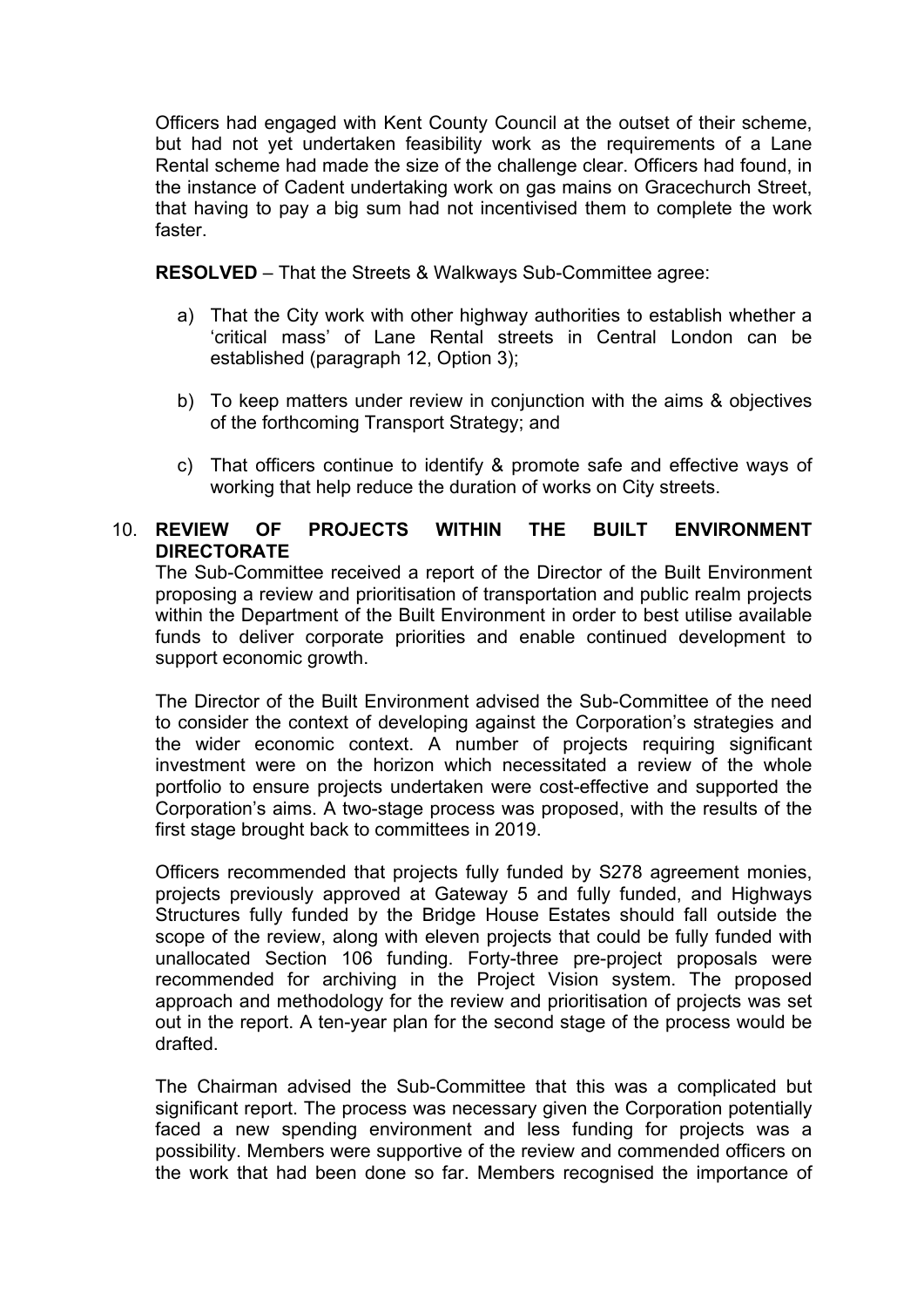Officers had engaged with Kent County Council at the outset of their scheme, but had not yet undertaken feasibility work as the requirements of a Lane Rental scheme had made the size of the challenge clear. Officers had found, in the instance of Cadent undertaking work on gas mains on Gracechurch Street, that having to pay a big sum had not incentivised them to complete the work faster.

**RESOLVED** – That the Streets & Walkways Sub-Committee agree:

a) That the City work with other highway authorities to establish whether a 'critical mass' of Lane Rental streets in Central London can be established (paragraph 12, Option 3);

b) To keep matters under review in conjunction with the aims & objectives of the forthcoming Transport Strategy; and

c) That officers continue to identify & promote safe and effective ways of working that help reduce the duration of works on City streets.

10. **REVIEW OF PROJECTS WITHIN THE BUILT ENVIRONMENT DIRECTORATE**

The Sub-Committee received a report of the Director of the Built Environment proposing a review and prioritisation of transportation and public realm projects within the Department of the Built Environment in order to best utilise available funds to deliver corporate priorities and enable continued development to support economic growth.

The Director of the Built Environment advised the Sub-Committee of the need to consider the context of developing against the Corporation's strategies and the wider economic context. A number of projects requiring significant investment were on the horizon which necessitated a review of the whole portfolio to ensure projects undertaken were cost-effective and supported the Corporation's aims. A two-stage process was proposed, with the results of the first stage brought back to committees in 2019.

Officers recommended that projects fully funded by S278 agreement monies, projects previously approved at Gateway 5 and fully funded, and Highways Structures fully funded by the Bridge House Estates should fall outside the scope of the review, along with eleven projects that could be fully funded with unallocated Section 106 funding. Forty-three pre-project proposals were recommended for archiving in the Project Vision system. The proposed approach and methodology for the review and prioritisation of projects was set out in the report. A ten-year plan for the second stage of the process would be drafted.

The Chairman advised the Sub-Committee that this was a complicated but significant report. The process was necessary given the Corporation potentially faced a new spending environment and less funding for projects was a possibility. Members were supportive of the review and commended officers on the work that had been done so far. Members recognised the importance of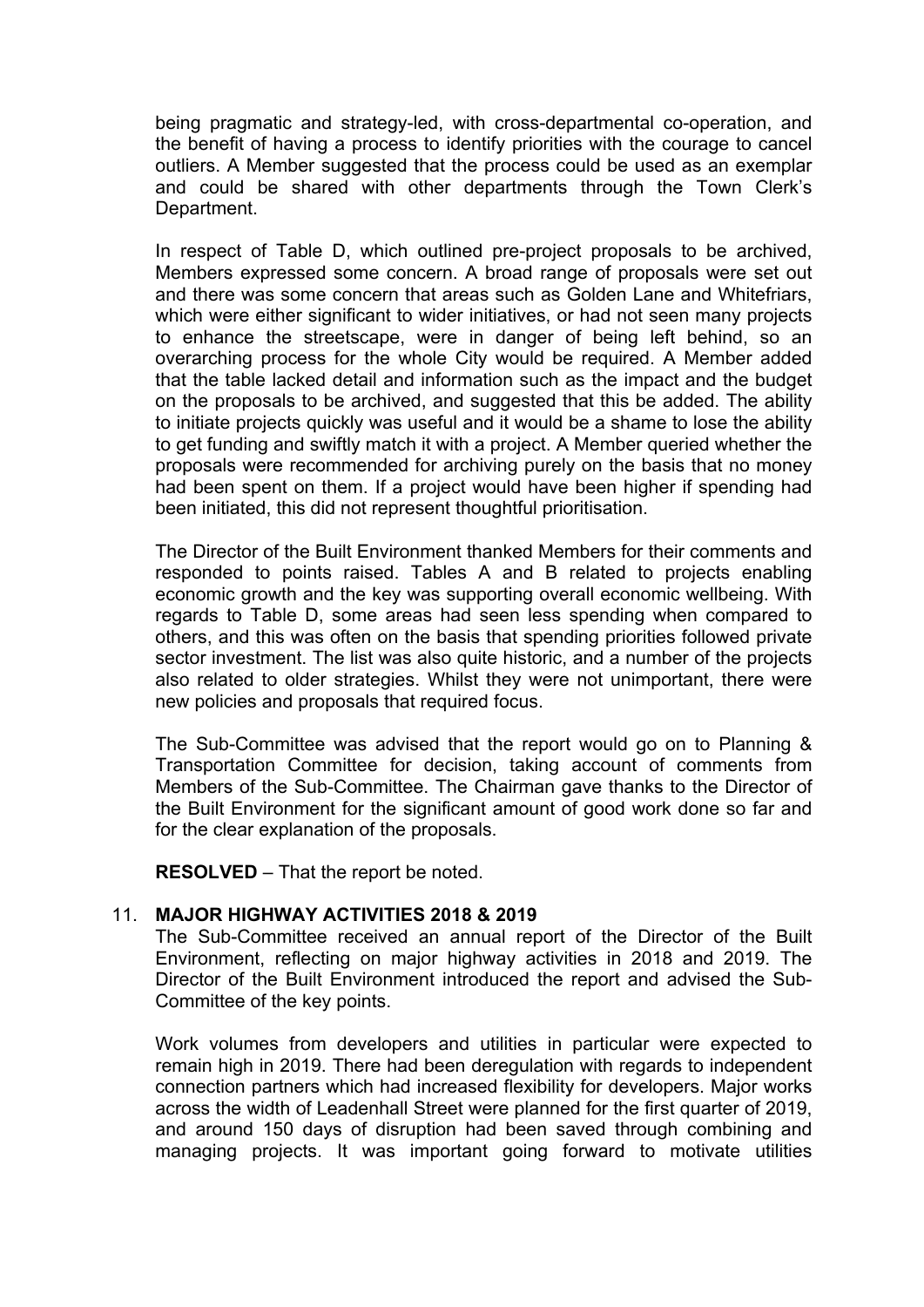being pragmatic and strategy-led, with cross-departmental co-operation, and the benefit of having a process to identify priorities with the courage to cancel outliers. A Member suggested that the process could be used as an exemplar and could be shared with other departments through the Town Clerk's Department.

In respect of Table D, which outlined pre-project proposals to be archived, Members expressed some concern. A broad range of proposals were set out and there was some concern that areas such as Golden Lane and Whitefriars, which were either significant to wider initiatives, or had not seen many projects to enhance the streetscape, were in danger of being left behind, so an overarching process for the whole City would be required. A Member added that the table lacked detail and information such as the impact and the budget on the proposals to be archived, and suggested that this be added. The ability to initiate projects quickly was useful and it would be a shame to lose the ability to get funding and swiftly match it with a project. A Member queried whether the proposals were recommended for archiving purely on the basis that no money had been spent on them. If a project would have been higher if spending had been initiated, this did not represent thoughtful prioritisation.

The Director of the Built Environment thanked Members for their comments and responded to points raised. Tables A and B related to projects enabling economic growth and the key was supporting overall economic wellbeing. With regards to Table D, some areas had seen less spending when compared to others, and this was often on the basis that spending priorities followed private sector investment. The list was also quite historic, and a number of the projects also related to older strategies. Whilst they were not unimportant, there were new policies and proposals that required focus.

The Sub-Committee was advised that the report would go on to Planning & Transportation Committee for decision, taking account of comments from Members of the Sub-Committee. The Chairman gave thanks to the Director of the Built Environment for the significant amount of good work done so far and for the clear explanation of the proposals.

**RESOLVED** – That the report be noted.

11. **MAJOR HIGHWAY ACTIVITIES 2018 & 2019**

The Sub-Committee received an annual report of the Director of the Built Environment, reflecting on major highway activities in 2018 and 2019. The Director of the Built Environment introduced the report and advised the Sub-Committee of the key points.

Work volumes from developers and utilities in particular were expected to remain high in 2019. There had been deregulation with regards to independent connection partners which had increased flexibility for developers. Major works across the width of Leadenhall Street were planned for the first quarter of 2019, and around 150 days of disruption had been saved through combining and managing projects. It was important going forward to motivate utilities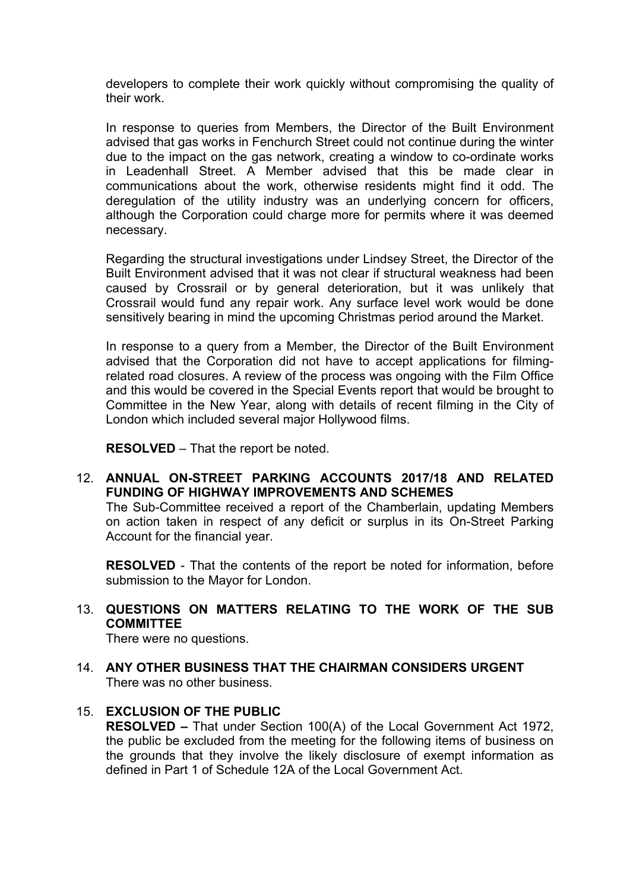developers to complete their work quickly without compromising the quality of their work.

In response to queries from Members, the Director of the Built Environment advised that gas works in Fenchurch Street could not continue during the winter due to the impact on the gas network, creating a window to co-ordinate works in Leadenhall Street. A Member advised that this be made clear in communications about the work, otherwise residents might find it odd. The deregulation of the utility industry was an underlying concern for officers, although the Corporation could charge more for permits where it was deemed necessary.

Regarding the structural investigations under Lindsey Street, the Director of the Built Environment advised that it was not clear if structural weakness had been caused by Crossrail or by general deterioration, but it was unlikely that Crossrail would fund any repair work. Any surface level work would be done sensitively bearing in mind the upcoming Christmas period around the Market.

In response to a query from a Member, the Director of the Built Environment advised that the Corporation did not have to accept applications for filming-related road closures. A review of the process was ongoing with the Film Office and this would be covered in the Special Events report that would be brought to Committee in the New Year, along with details of recent filming in the City of London which included several major Hollywood films.

**RESOLVED** – That the report be noted.

12. **ANNUAL ON-STREET PARKING ACCOUNTS 2017/18 AND RELATED FUNDING OF HIGHWAY IMPROVEMENTS AND SCHEMES**
    The Sub-Committee received a report of the Chamberlain, updating Members on action taken in respect of any deficit or surplus in its On-Street Parking Account for the financial year.

    **RESOLVED** - That the contents of the report be noted for information, before submission to the Mayor for London.

13. **QUESTIONS ON MATTERS RELATING TO THE WORK OF THE SUB COMMITTEE**
    There were no questions.

14. **ANY OTHER BUSINESS THAT THE CHAIRMAN CONSIDERS URGENT**
    There was no other business.

15. **EXCLUSION OF THE PUBLIC**
    **RESOLVED –** That under Section 100(A) of the Local Government Act 1972, the public be excluded from the meeting for the following items of business on the grounds that they involve the likely disclosure of exempt information as defined in Part 1 of Schedule 12A of the Local Government Act.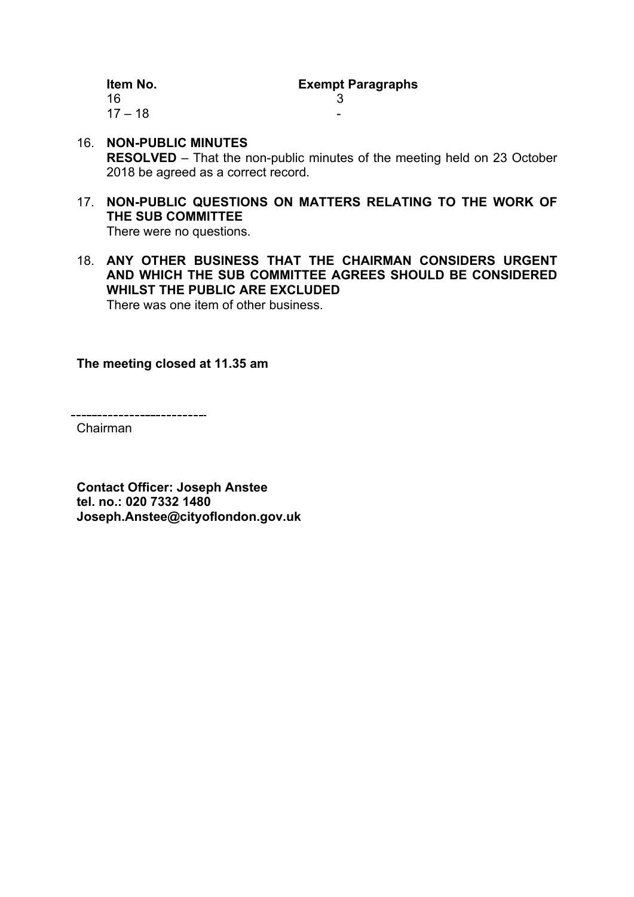| Item No. | Exempt Paragraphs |
| --- | --- |
| 16 | 3 |
| 17 – 18 | - |

16. **NON-PUBLIC MINUTES**
**RESOLVED** – That the non-public minutes of the meeting held on 23 October 2018 be agreed as a correct record.

17. **NON-PUBLIC QUESTIONS ON MATTERS RELATING TO THE WORK OF THE SUB COMMITTEE**
There were no questions.

18. **ANY OTHER BUSINESS THAT THE CHAIRMAN CONSIDERS URGENT AND WHICH THE SUB COMMITTEE AGREES SHOULD BE CONSIDERED WHILST THE PUBLIC ARE EXCLUDED**
There was one item of other business.

**The meeting closed at 11.35 am**

-----------------------------
Chairman

**Contact Officer: Joseph Anstee**
**tel. no.: 020 7332 1480**
**Joseph.Anstee@cityoflondon.gov.uk**